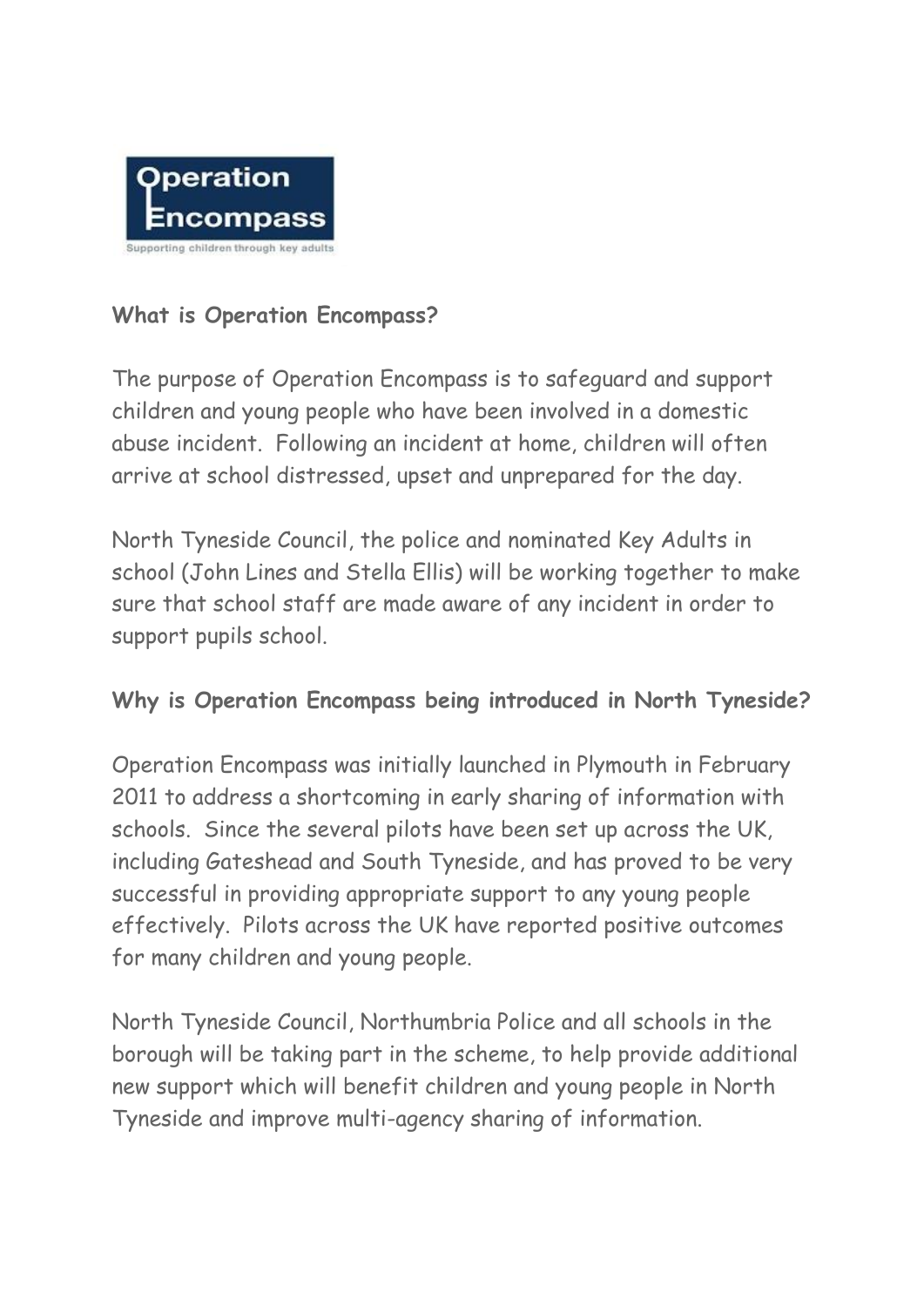**What is Operation Encompass?**

The purpose of Operation Encompass is to safeguard and support children and young people who have been involved in a domestic abuse incident. Following an incident at home, children will often arrive at school distressed, upset and unprepared for the day.

North Tyneside Council, the police and nominated Key Adults in school (John Lines and Stella Ellis) will be working together to make sure that school staff are made aware of any incident in order to support pupils school.

**Why is Operation Encompass being introduced in North Tyneside?**

Operation Encompass was initially launched in Plymouth in February 2011 to address a shortcoming in early sharing of information with schools. Since the several pilots have been set up across the UK, including Gateshead and South Tyneside, and has proved to be very successful in providing appropriate support to any young people effectively. Pilots across the UK have reported positive outcomes for many children and young people.

North Tyneside Council, Northumbria Police and all schools in the borough will be taking part in the scheme, to help provide additional new support which will benefit children and young people in North Tyneside and improve multi-agency sharing of information.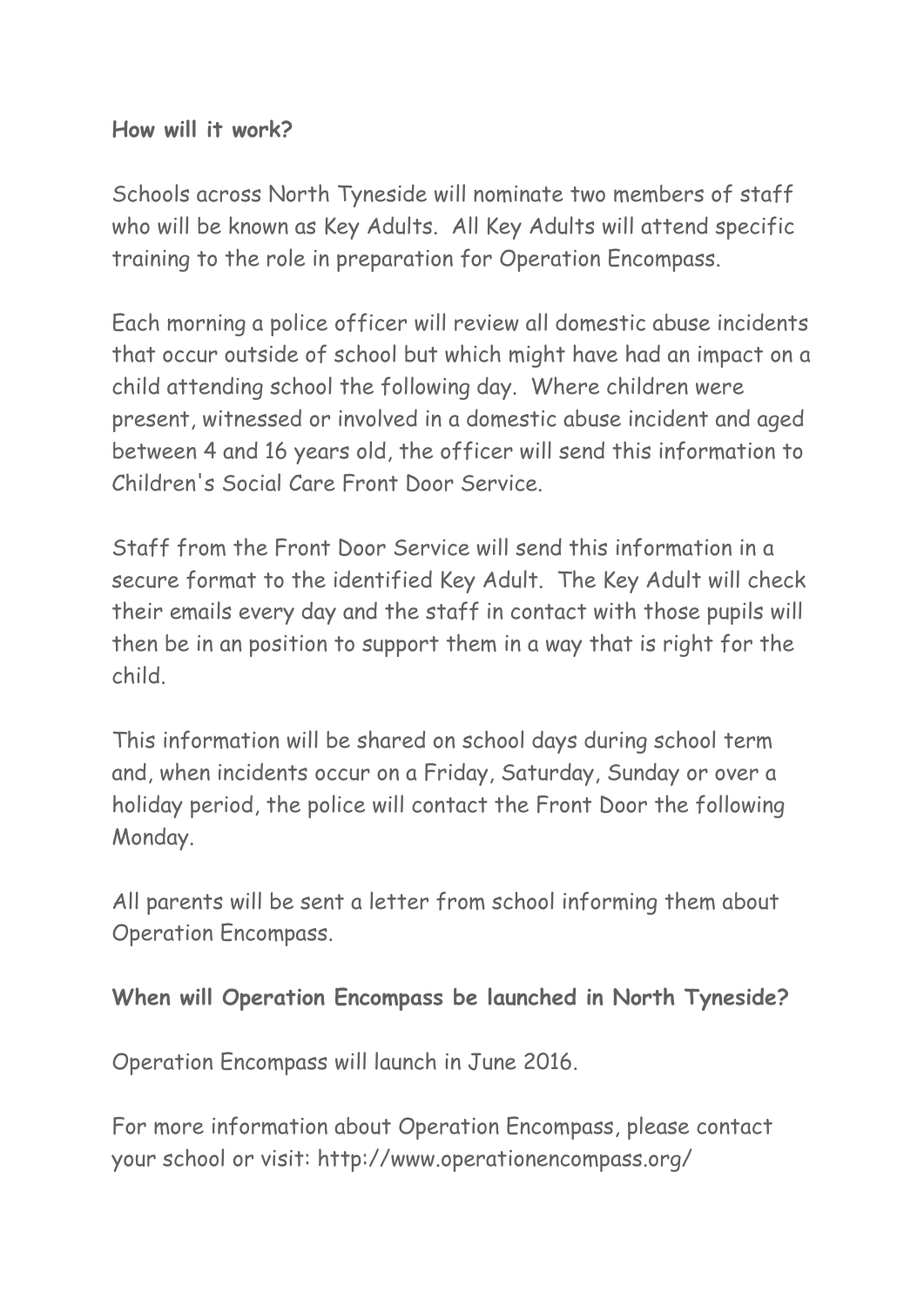**How will it work?**

Schools across North Tyneside will nominate two members of staff who will be known as Key Adults. All Key Adults will attend specific training to the role in preparation for Operation Encompass.

Each morning a police officer will review all domestic abuse incidents that occur outside of school but which might have had an impact on a child attending school the following day. Where children were present, witnessed or involved in a domestic abuse incident and aged between 4 and 16 years old, the officer will send this information to Children's Social Care Front Door Service.

Staff from the Front Door Service will send this information in a secure format to the identified Key Adult. The Key Adult will check their emails every day and the staff in contact with those pupils will then be in an position to support them in a way that is right for the child.

This information will be shared on school days during school term and, when incidents occur on a Friday, Saturday, Sunday or over a holiday period, the police will contact the Front Door the following Monday.

All parents will be sent a letter from school informing them about Operation Encompass.

**When will Operation Encompass be launched in North Tyneside?**

Operation Encompass will launch in June 2016.

For more information about Operation Encompass, please contact your school or visit: http://www.operationencompass.org/